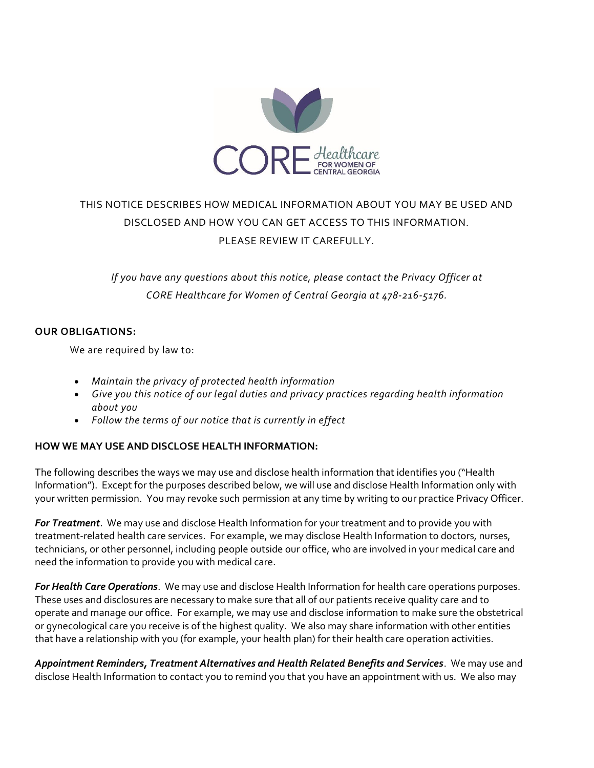THIS NOTICE DESCRIBES HOW MEDICAL INFORMATION ABOUT YOU MAY BE USED AND DISCLOSED AND HOW YOU CAN GET ACCESS TO THIS INFORMATION.
PLEASE REVIEW IT CAREFULLY.

*If you have any questions about this notice, please contact the Privacy Officer at CORE Healthcare for Women of Central Georgia at 478-216-5176.*

**OUR OBLIGATIONS:**

We are required by law to:

- *Maintain the privacy of protected health information*
- *Give you this notice of our legal duties and privacy practices regarding health information about you*
- *Follow the terms of our notice that is currently in effect*

**HOW WE MAY USE AND DISCLOSE HEALTH INFORMATION:**

The following describes the ways we may use and disclose health information that identifies you ("Health Information"). Except for the purposes described below, we will use and disclose Health Information only with your written permission. You may revoke such permission at any time by writing to our practice Privacy Officer.

***For Treatment***. We may use and disclose Health Information for your treatment and to provide you with treatment-related health care services. For example, we may disclose Health Information to doctors, nurses, technicians, or other personnel, including people outside our office, who are involved in your medical care and need the information to provide you with medical care.

***For Health Care Operations***. We may use and disclose Health Information for health care operations purposes. These uses and disclosures are necessary to make sure that all of our patients receive quality care and to operate and manage our office. For example, we may use and disclose information to make sure the obstetrical or gynecological care you receive is of the highest quality. We also may share information with other entities that have a relationship with you (for example, your health plan) for their health care operation activities.

***Appointment Reminders, Treatment Alternatives and Health Related Benefits and Services***. We may use and disclose Health Information to contact you to remind you that you have an appointment with us. We also may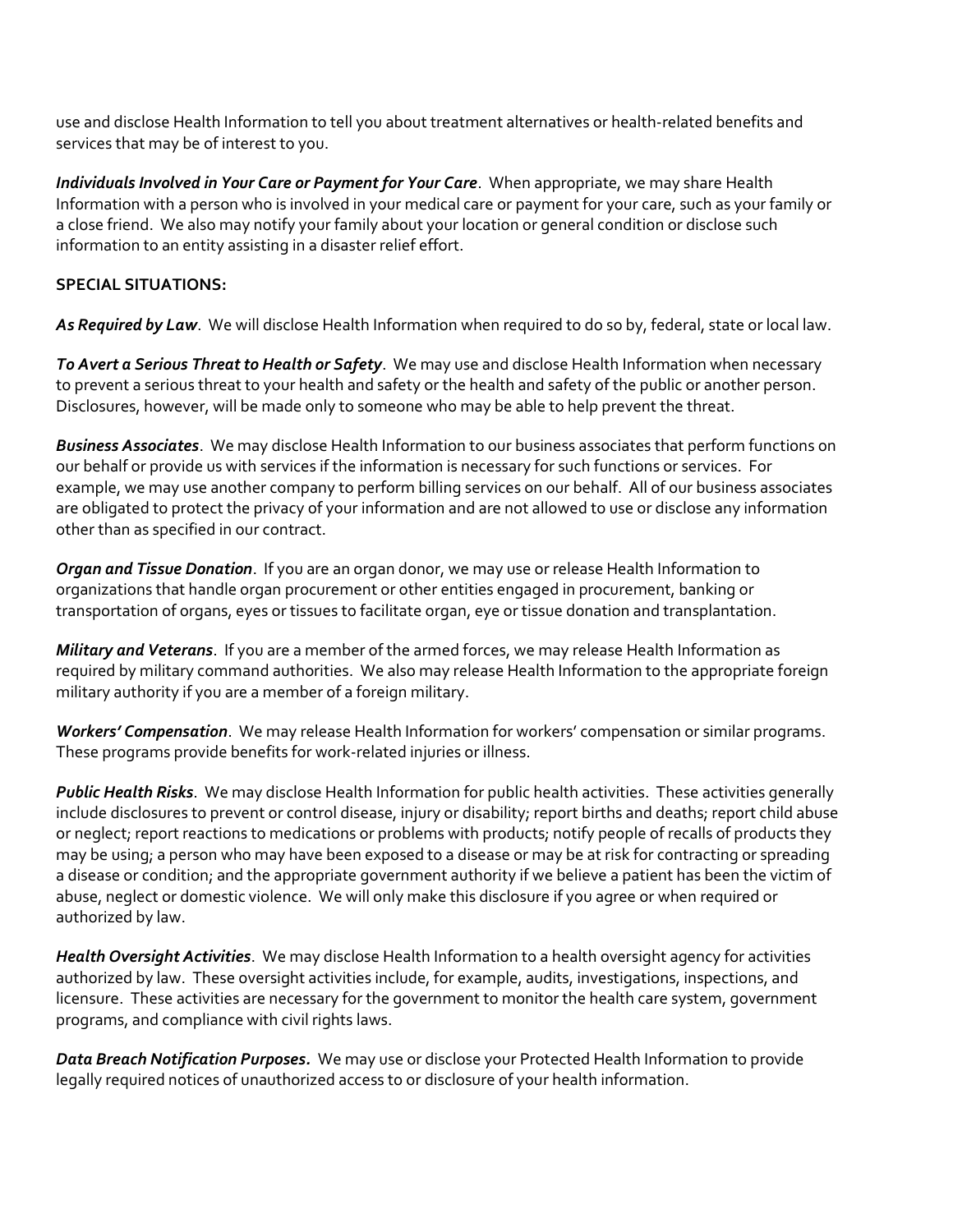use and disclose Health Information to tell you about treatment alternatives or health-related benefits and services that may be of interest to you.

***Individuals Involved in Your Care or Payment for Your Care***. When appropriate, we may share Health Information with a person who is involved in your medical care or payment for your care, such as your family or a close friend. We also may notify your family about your location or general condition or disclose such information to an entity assisting in a disaster relief effort.

**SPECIAL SITUATIONS:**

***As Required by Law***. We will disclose Health Information when required to do so by, federal, state or local law.

***To Avert a Serious Threat to Health or Safety***. We may use and disclose Health Information when necessary to prevent a serious threat to your health and safety or the health and safety of the public or another person. Disclosures, however, will be made only to someone who may be able to help prevent the threat.

***Business Associates***. We may disclose Health Information to our business associates that perform functions on our behalf or provide us with services if the information is necessary for such functions or services. For example, we may use another company to perform billing services on our behalf. All of our business associates are obligated to protect the privacy of your information and are not allowed to use or disclose any information other than as specified in our contract.

***Organ and Tissue Donation***. If you are an organ donor, we may use or release Health Information to organizations that handle organ procurement or other entities engaged in procurement, banking or transportation of organs, eyes or tissues to facilitate organ, eye or tissue donation and transplantation.

***Military and Veterans***. If you are a member of the armed forces, we may release Health Information as required by military command authorities. We also may release Health Information to the appropriate foreign military authority if you are a member of a foreign military.

***Workers' Compensation***. We may release Health Information for workers' compensation or similar programs. These programs provide benefits for work-related injuries or illness.

***Public Health Risks***. We may disclose Health Information for public health activities. These activities generally include disclosures to prevent or control disease, injury or disability; report births and deaths; report child abuse or neglect; report reactions to medications or problems with products; notify people of recalls of products they may be using; a person who may have been exposed to a disease or may be at risk for contracting or spreading a disease or condition; and the appropriate government authority if we believe a patient has been the victim of abuse, neglect or domestic violence. We will only make this disclosure if you agree or when required or authorized by law.

***Health Oversight Activities***. We may disclose Health Information to a health oversight agency for activities authorized by law. These oversight activities include, for example, audits, investigations, inspections, and licensure. These activities are necessary for the government to monitor the health care system, government programs, and compliance with civil rights laws.

***Data Breach Notification Purposes.*** We may use or disclose your Protected Health Information to provide legally required notices of unauthorized access to or disclosure of your health information.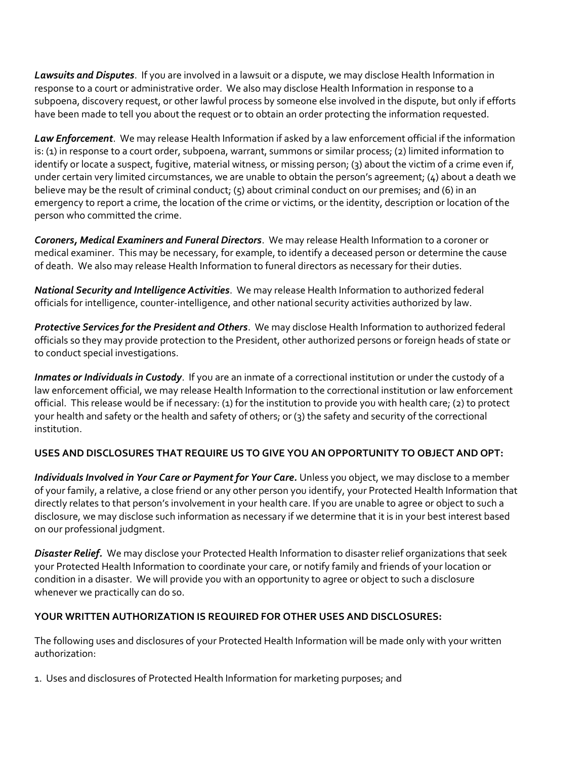***Lawsuits and Disputes***. If you are involved in a lawsuit or a dispute, we may disclose Health Information in response to a court or administrative order. We also may disclose Health Information in response to a subpoena, discovery request, or other lawful process by someone else involved in the dispute, but only if efforts have been made to tell you about the request or to obtain an order protecting the information requested.

***Law Enforcement***. We may release Health Information if asked by a law enforcement official if the information is: (1) in response to a court order, subpoena, warrant, summons or similar process; (2) limited information to identify or locate a suspect, fugitive, material witness, or missing person; (3) about the victim of a crime even if, under certain very limited circumstances, we are unable to obtain the person's agreement; (4) about a death we believe may be the result of criminal conduct; (5) about criminal conduct on our premises; and (6) in an emergency to report a crime, the location of the crime or victims, or the identity, description or location of the person who committed the crime.

***Coroners, Medical Examiners and Funeral Directors***. We may release Health Information to a coroner or medical examiner. This may be necessary, for example, to identify a deceased person or determine the cause of death. We also may release Health Information to funeral directors as necessary for their duties.

***National Security and Intelligence Activities***. We may release Health Information to authorized federal officials for intelligence, counter-intelligence, and other national security activities authorized by law.

***Protective Services for the President and Others***. We may disclose Health Information to authorized federal officials so they may provide protection to the President, other authorized persons or foreign heads of state or to conduct special investigations.

***Inmates or Individuals in Custody***. If you are an inmate of a correctional institution or under the custody of a law enforcement official, we may release Health Information to the correctional institution or law enforcement official. This release would be if necessary: (1) for the institution to provide you with health care; (2) to protect your health and safety or the health and safety of others; or (3) the safety and security of the correctional institution.

**USES AND DISCLOSURES THAT REQUIRE US TO GIVE YOU AN OPPORTUNITY TO OBJECT AND OPT:**

***Individuals Involved in Your Care or Payment for Your Care.*** Unless you object, we may disclose to a member of your family, a relative, a close friend or any other person you identify, your Protected Health Information that directly relates to that person's involvement in your health care. If you are unable to agree or object to such a disclosure, we may disclose such information as necessary if we determine that it is in your best interest based on our professional judgment.

***Disaster Relief.*** We may disclose your Protected Health Information to disaster relief organizations that seek your Protected Health Information to coordinate your care, or notify family and friends of your location or condition in a disaster. We will provide you with an opportunity to agree or object to such a disclosure whenever we practically can do so.

**YOUR WRITTEN AUTHORIZATION IS REQUIRED FOR OTHER USES AND DISCLOSURES:**

The following uses and disclosures of your Protected Health Information will be made only with your written authorization:

1. Uses and disclosures of Protected Health Information for marketing purposes; and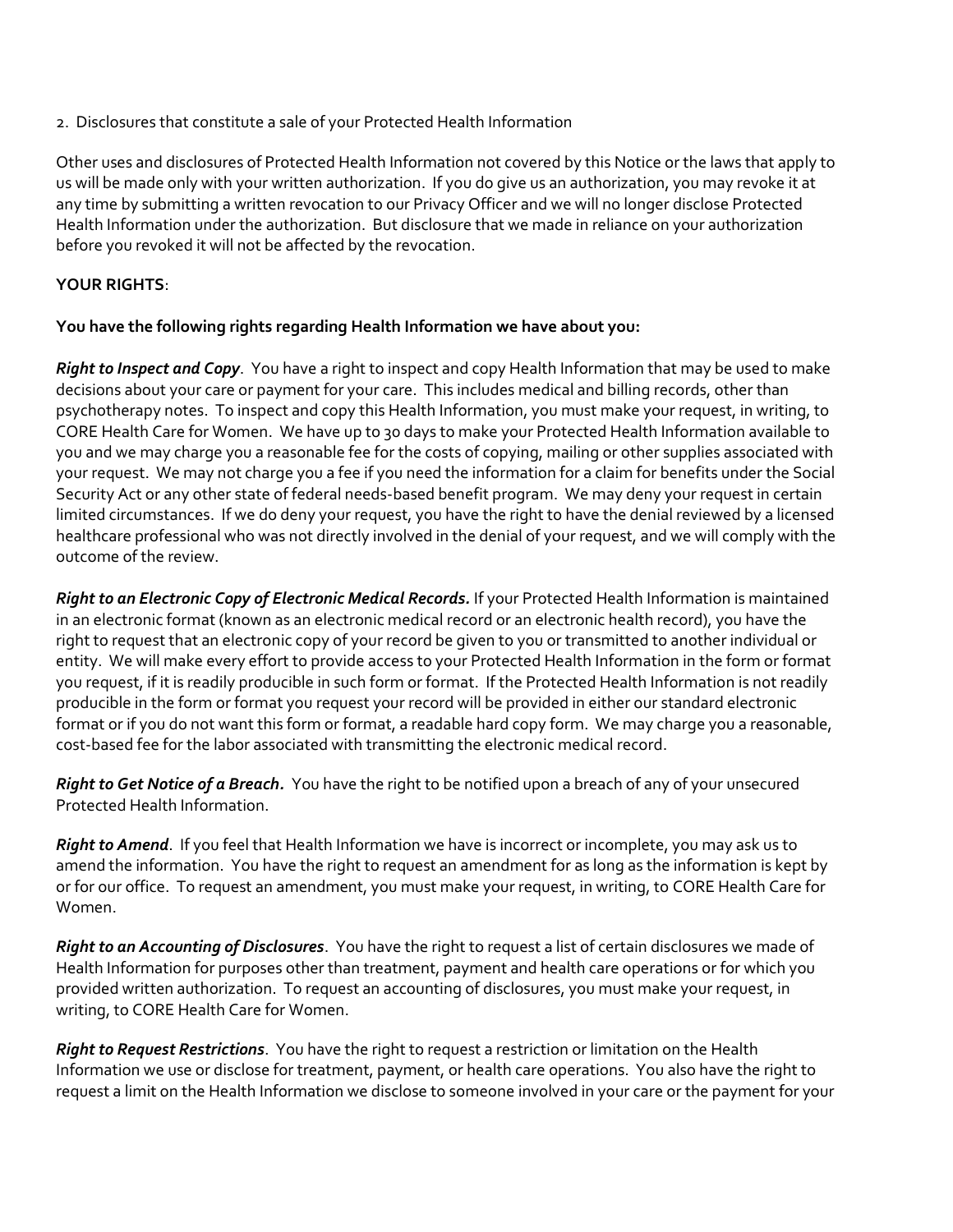2. Disclosures that constitute a sale of your Protected Health Information

Other uses and disclosures of Protected Health Information not covered by this Notice or the laws that apply to us will be made only with your written authorization. If you do give us an authorization, you may revoke it at any time by submitting a written revocation to our Privacy Officer and we will no longer disclose Protected Health Information under the authorization. But disclosure that we made in reliance on your authorization before you revoked it will not be affected by the revocation.

**YOUR RIGHTS**:

**You have the following rights regarding Health Information we have about you:**

***Right to Inspect and Copy***. You have a right to inspect and copy Health Information that may be used to make decisions about your care or payment for your care. This includes medical and billing records, other than psychotherapy notes. To inspect and copy this Health Information, you must make your request, in writing, to CORE Health Care for Women. We have up to 30 days to make your Protected Health Information available to you and we may charge you a reasonable fee for the costs of copying, mailing or other supplies associated with your request. We may not charge you a fee if you need the information for a claim for benefits under the Social Security Act or any other state of federal needs-based benefit program. We may deny your request in certain limited circumstances. If we do deny your request, you have the right to have the denial reviewed by a licensed healthcare professional who was not directly involved in the denial of your request, and we will comply with the outcome of the review.

***Right to an Electronic Copy of Electronic Medical Records.*** If your Protected Health Information is maintained in an electronic format (known as an electronic medical record or an electronic health record), you have the right to request that an electronic copy of your record be given to you or transmitted to another individual or entity. We will make every effort to provide access to your Protected Health Information in the form or format you request, if it is readily producible in such form or format. If the Protected Health Information is not readily producible in the form or format you request your record will be provided in either our standard electronic format or if you do not want this form or format, a readable hard copy form. We may charge you a reasonable, cost-based fee for the labor associated with transmitting the electronic medical record.

***Right to Get Notice of a Breach.*** You have the right to be notified upon a breach of any of your unsecured Protected Health Information.

***Right to Amend***. If you feel that Health Information we have is incorrect or incomplete, you may ask us to amend the information. You have the right to request an amendment for as long as the information is kept by or for our office. To request an amendment, you must make your request, in writing, to CORE Health Care for Women.

***Right to an Accounting of Disclosures***. You have the right to request a list of certain disclosures we made of Health Information for purposes other than treatment, payment and health care operations or for which you provided written authorization. To request an accounting of disclosures, you must make your request, in writing, to CORE Health Care for Women.

***Right to Request Restrictions***. You have the right to request a restriction or limitation on the Health Information we use or disclose for treatment, payment, or health care operations. You also have the right to request a limit on the Health Information we disclose to someone involved in your care or the payment for your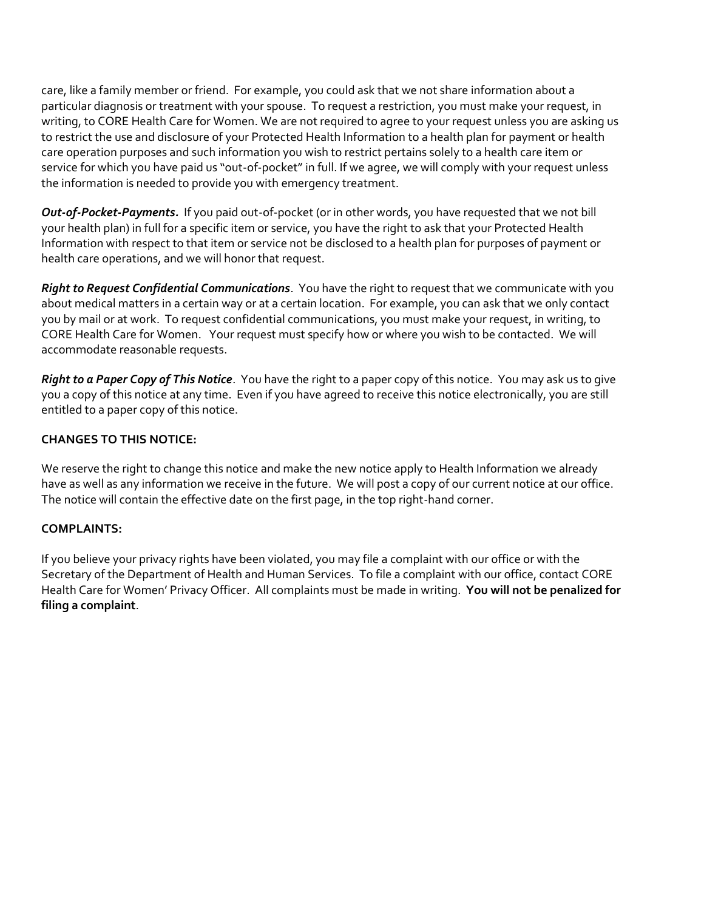care, like a family member or friend. For example, you could ask that we not share information about a particular diagnosis or treatment with your spouse. To request a restriction, you must make your request, in writing, to CORE Health Care for Women. We are not required to agree to your request unless you are asking us to restrict the use and disclosure of your Protected Health Information to a health plan for payment or health care operation purposes and such information you wish to restrict pertains solely to a health care item or service for which you have paid us "out-of-pocket" in full. If we agree, we will comply with your request unless the information is needed to provide you with emergency treatment.

***Out-of-Pocket-Payments.*** If you paid out-of-pocket (or in other words, you have requested that we not bill your health plan) in full for a specific item or service, you have the right to ask that your Protected Health Information with respect to that item or service not be disclosed to a health plan for purposes of payment or health care operations, and we will honor that request.

***Right to Request Confidential Communications***. You have the right to request that we communicate with you about medical matters in a certain way or at a certain location. For example, you can ask that we only contact you by mail or at work. To request confidential communications, you must make your request, in writing, to CORE Health Care for Women. Your request must specify how or where you wish to be contacted. We will accommodate reasonable requests.

***Right to a Paper Copy of This Notice***. You have the right to a paper copy of this notice. You may ask us to give you a copy of this notice at any time. Even if you have agreed to receive this notice electronically, you are still entitled to a paper copy of this notice.

**CHANGES TO THIS NOTICE:**

We reserve the right to change this notice and make the new notice apply to Health Information we already have as well as any information we receive in the future. We will post a copy of our current notice at our office. The notice will contain the effective date on the first page, in the top right-hand corner.

**COMPLAINTS:**

If you believe your privacy rights have been violated, you may file a complaint with our office or with the Secretary of the Department of Health and Human Services. To file a complaint with our office, contact CORE Health Care for Women' Privacy Officer. All complaints must be made in writing. **You will not be penalized for filing a complaint**.